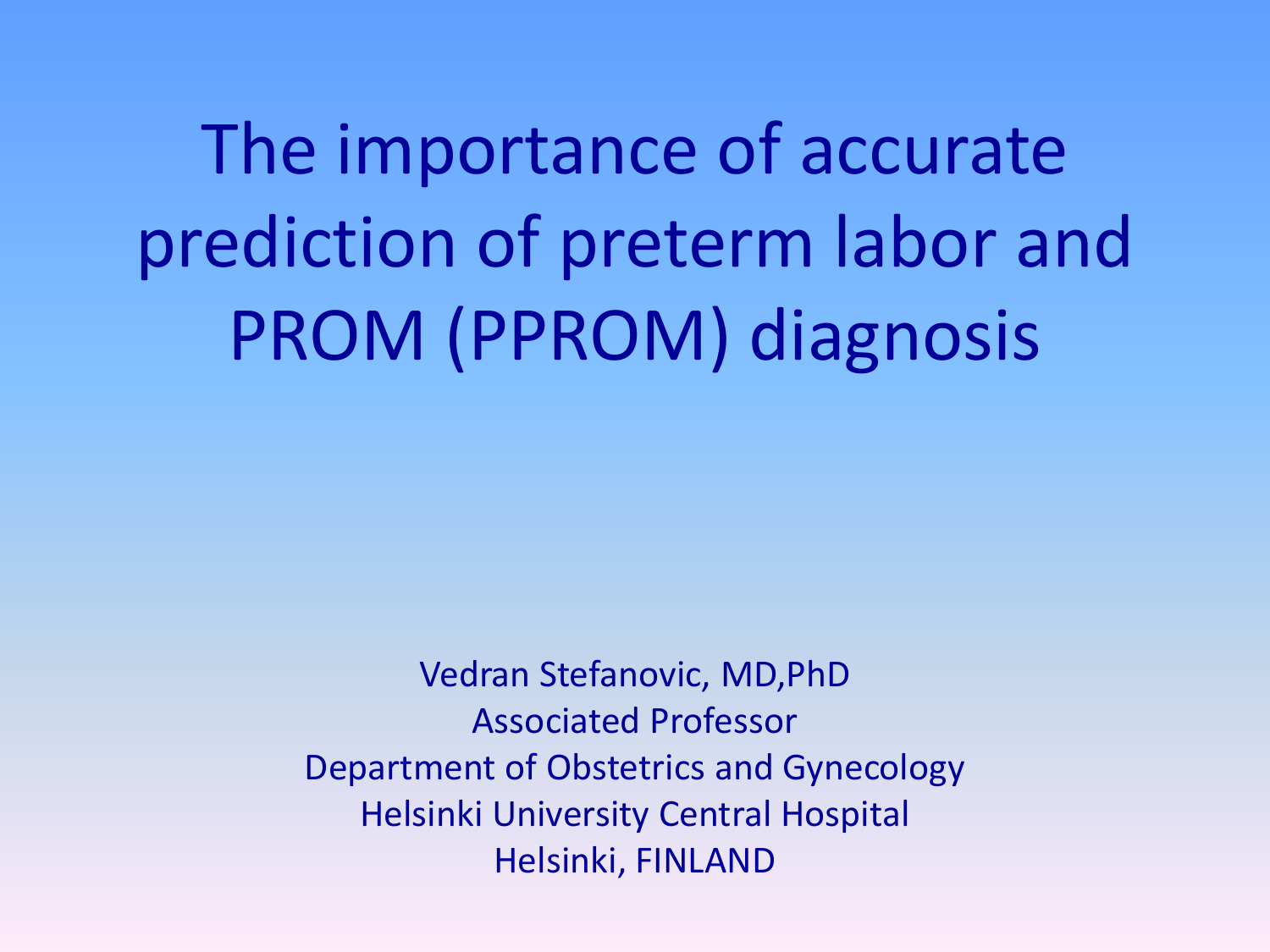# The importance of accurate prediction of preterm labor and PROM (PPROM) diagnosis

Vedran Stefanovic, MD,PhD
Associated Professor
Department of Obstetrics and Gynecology
Helsinki University Central Hospital
Helsinki, FINLAND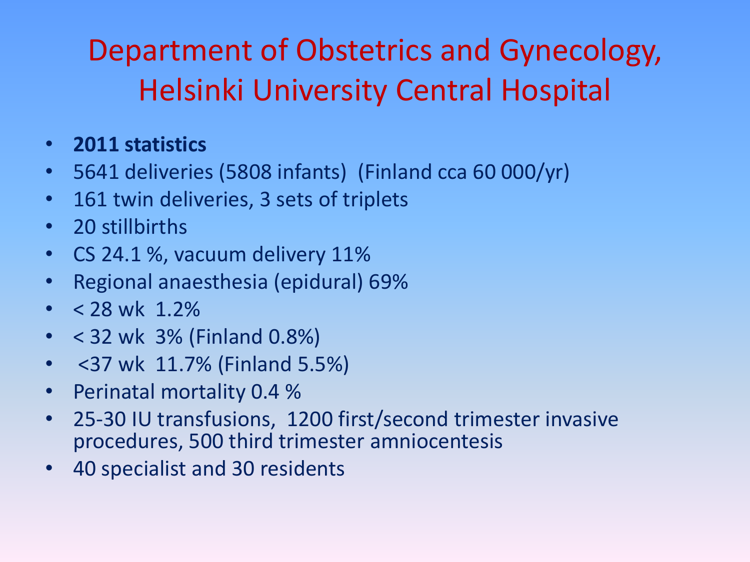# Department of Obstetrics and Gynecology, Helsinki University Central Hospital

- **2011 statistics**
- 5641 deliveries (5808 infants) (Finland cca 60 000/yr)
- 161 twin deliveries, 3 sets of triplets
- 20 stillbirths
- CS 24.1 %, vacuum delivery 11%
- Regional anaesthesia (epidural) 69%
- < 28 wk 1.2%
- < 32 wk 3% (Finland 0.8%)
- <37 wk 11.7% (Finland 5.5%)
- Perinatal mortality 0.4 %
- 25-30 IU transfusions, 1200 first/second trimester invasive procedures, 500 third trimester amniocentesis
- 40 specialist and 30 residents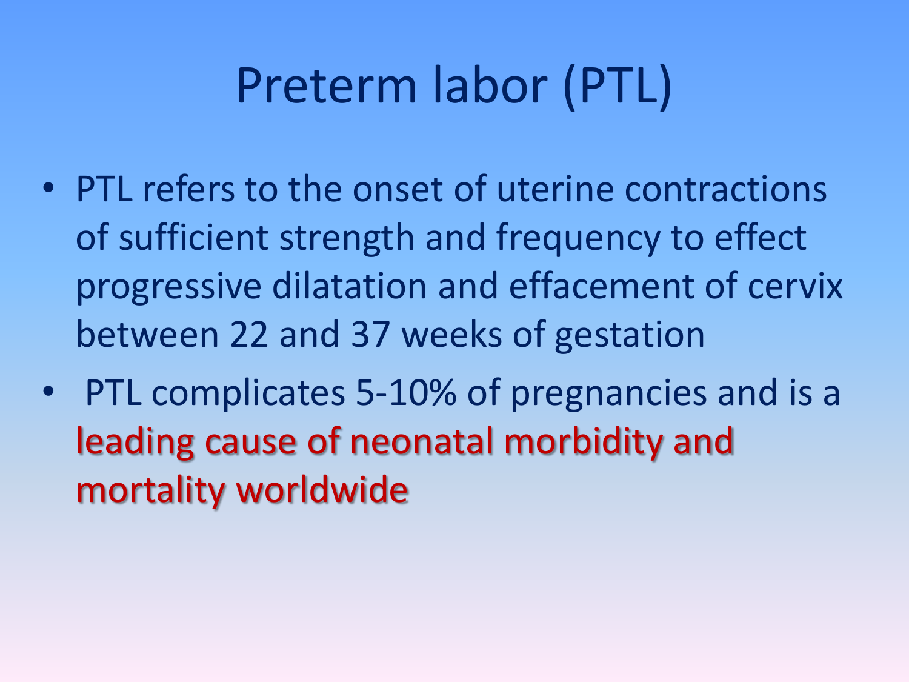# Preterm labor (PTL)

- PTL refers to the onset of uterine contractions of sufficient strength and frequency to effect progressive dilatation and effacement of cervix between 22 and 37 weeks of gestation
- PTL complicates 5-10% of pregnancies and is a leading cause of neonatal morbidity and mortality worldwide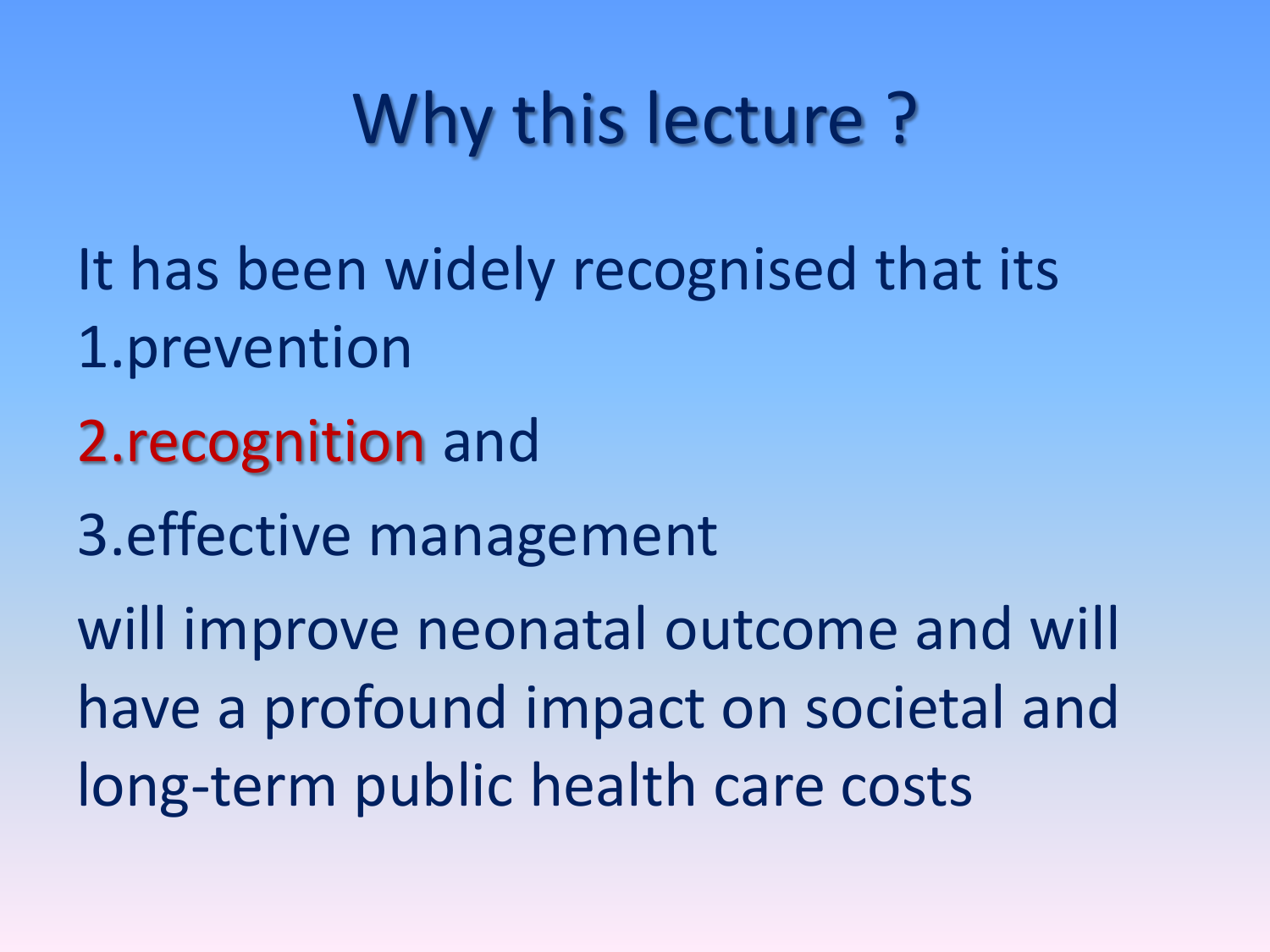# Why this lecture ?

It has been widely recognised that its

1.prevention

2.recognition and

3.effective management

will improve neonatal outcome and will have a profound impact on societal and long-term public health care costs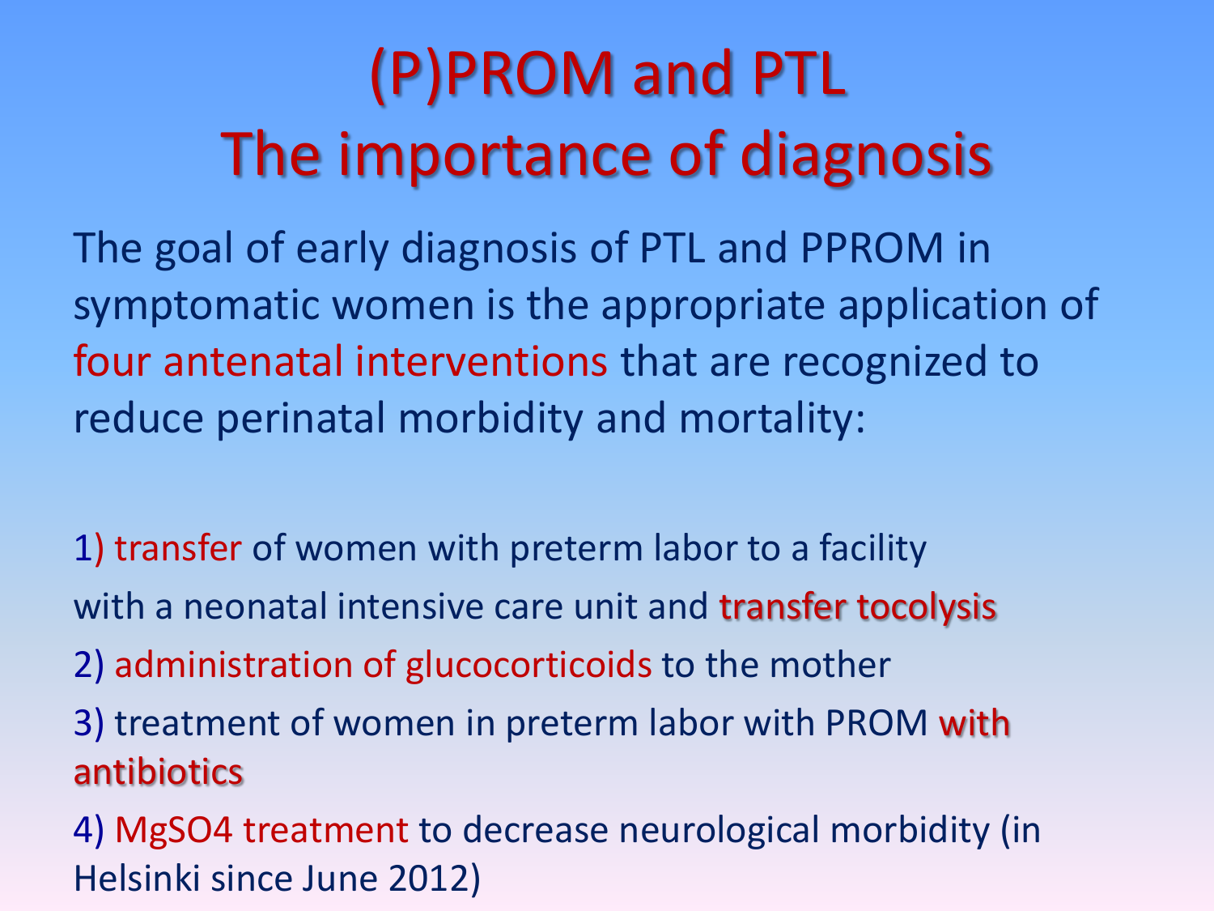# (P)PROM and PTL
# The importance of diagnosis

The goal of early diagnosis of PTL and PPROM in symptomatic women is the appropriate application of four antenatal interventions that are recognized to reduce perinatal morbidity and mortality:

1) transfer of women with preterm labor to a facility with a neonatal intensive care unit and transfer tocolysis
2) administration of glucocorticoids to the mother
3) treatment of women in preterm labor with PROM with antibiotics
4) $MgSO_4$ treatment to decrease neurological morbidity (in Helsinki since June 2012)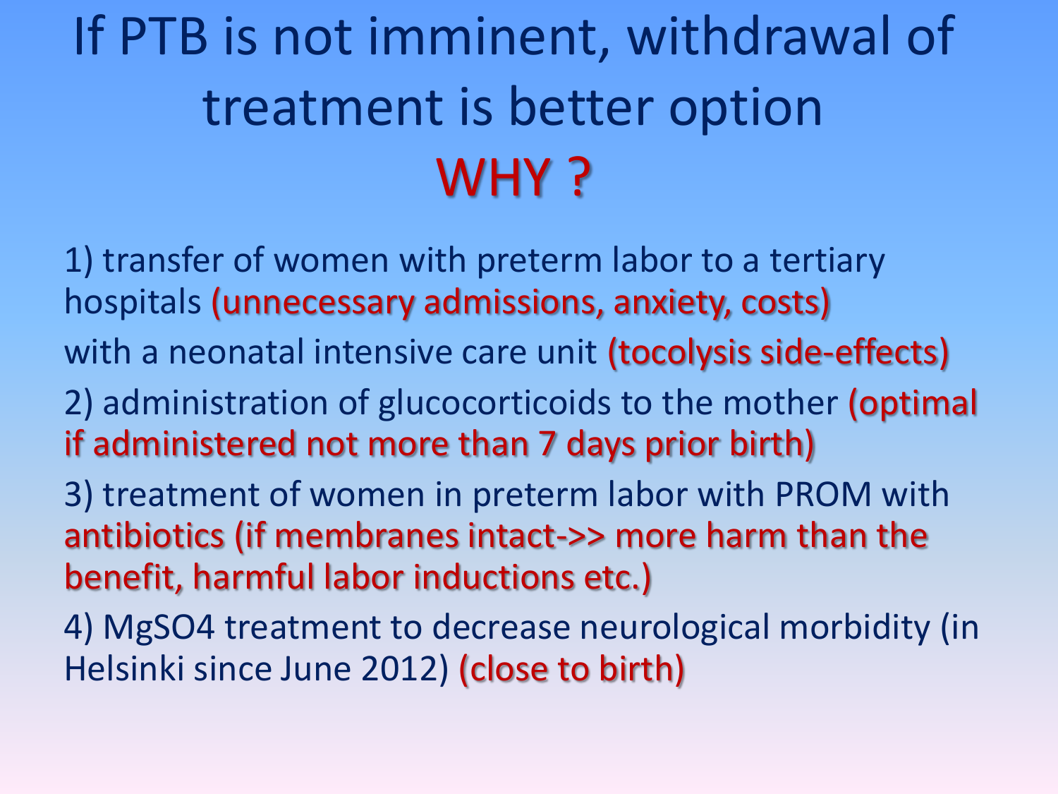# If PTB is not imminent, withdrawal of treatment is better option WHY ?

1) transfer of women with preterm labor to a tertiary hospitals (unnecessary admissions, anxiety, costs) with a neonatal intensive care unit (tocolysis side-effects)

2) administration of glucocorticoids to the mother (optimal if administered not more than 7 days prior birth)

3) treatment of women in preterm labor with PROM with antibiotics (if membranes intact->> more harm than the benefit, harmful labor inductions etc.)

4) $MgSO_4$ treatment to decrease neurological morbidity (in Helsinki since June 2012) (close to birth)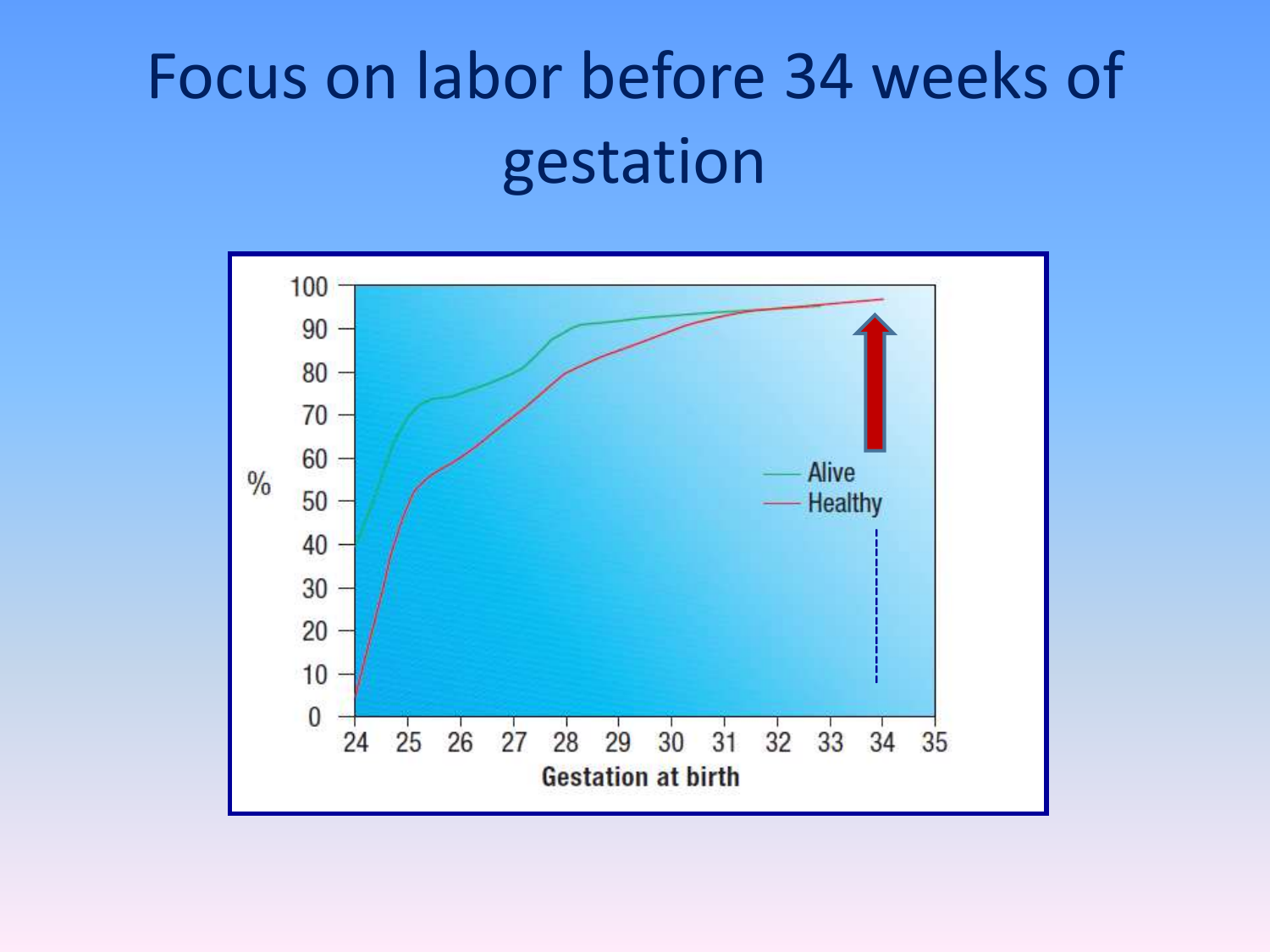# Focus on labor before 34 weeks of gestation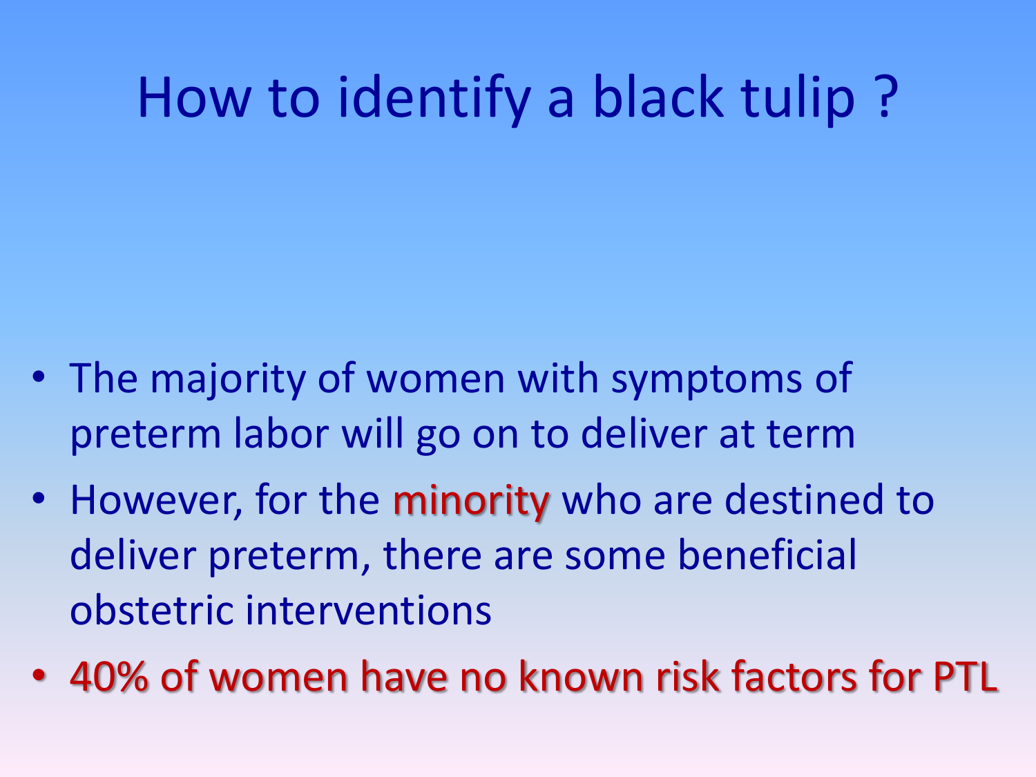# How to identify a black tulip ?

- The majority of women with symptoms of preterm labor will go on to deliver at term
- However, for the minority who are destined to deliver preterm, there are some beneficial obstetric interventions
- 40% of women have no known risk factors for PTL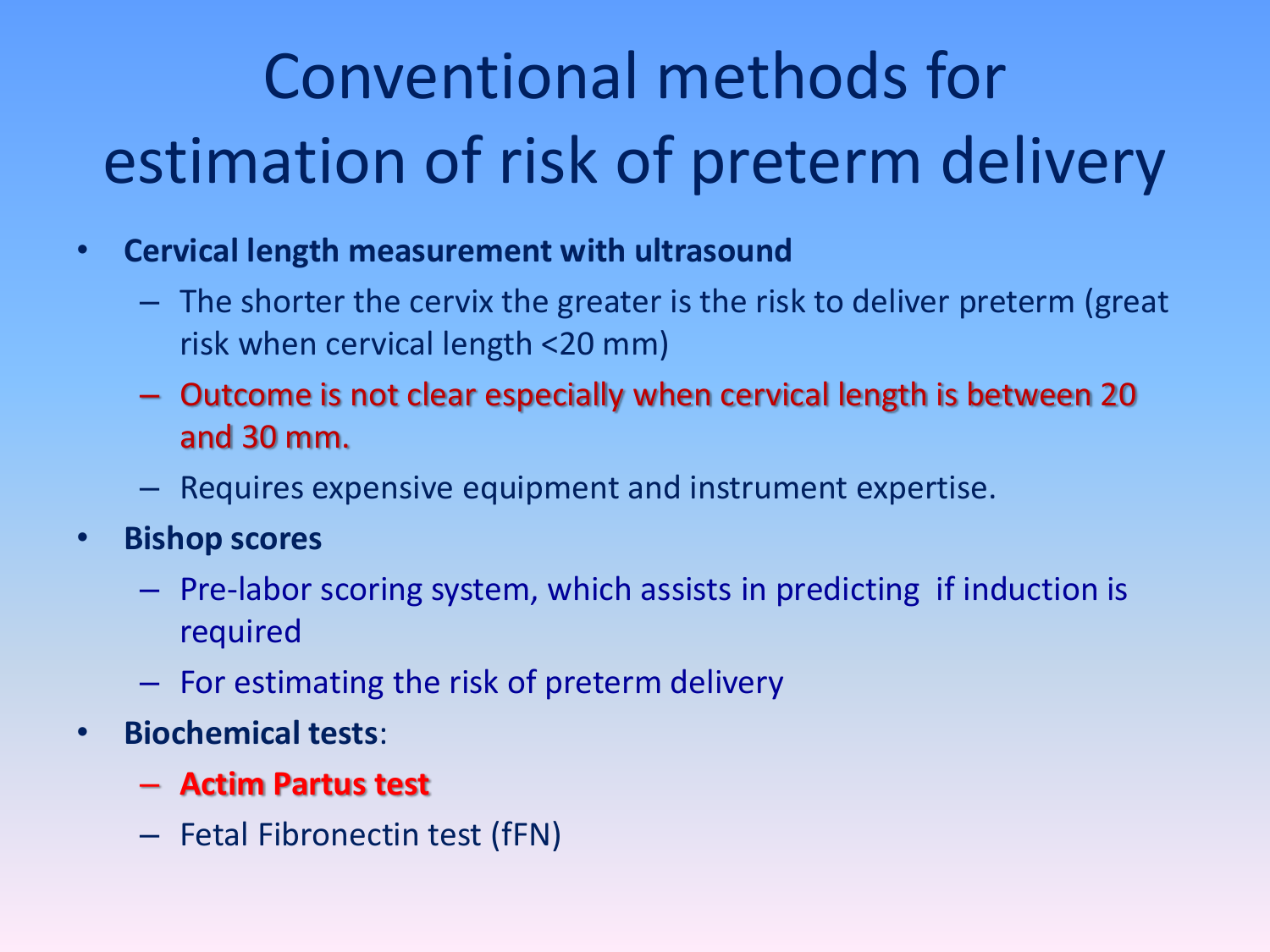# Conventional methods for estimation of risk of preterm delivery

- **Cervical length measurement with ultrasound**
  - The shorter the cervix the greater is the risk to deliver preterm (great risk when cervical length <20 mm)
  - Outcome is not clear especially when cervical length is between 20 and 30 mm.
  - Requires expensive equipment and instrument expertise.
- **Bishop scores**
  - Pre-labor scoring system, which assists in predicting if induction is required
  - For estimating the risk of preterm delivery
- **Biochemical tests**:
  - **Actim Partus test**
  - Fetal Fibronectin test (fFN)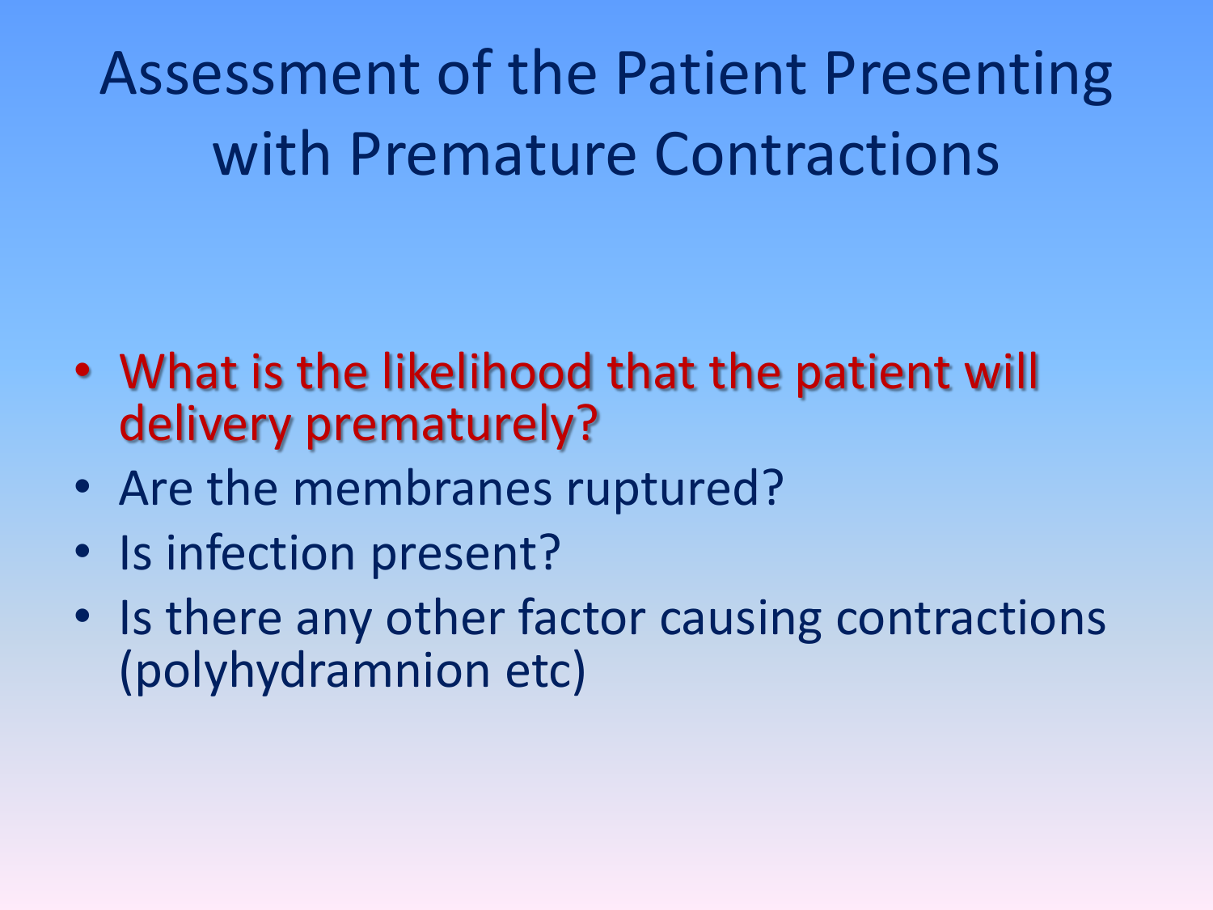# Assessment of the Patient Presenting with Premature Contractions

- What is the likelihood that the patient will delivery prematurely?
- Are the membranes ruptured?
- Is infection present?
- Is there any other factor causing contractions (polyhydramnion etc)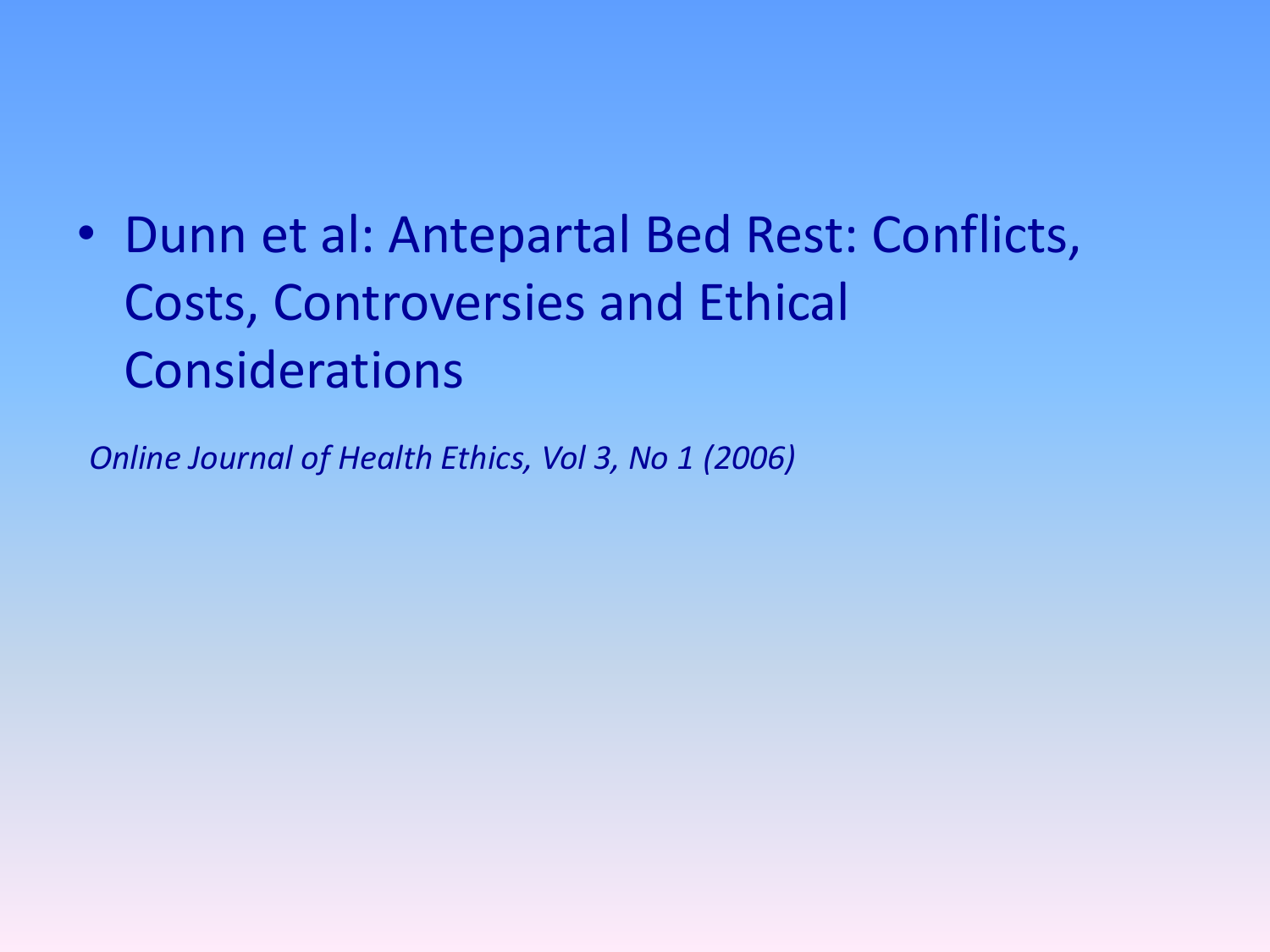- Dunn et al: Antepartal Bed Rest: Conflicts, Costs, Controversies and Ethical Considerations

*Online Journal of Health Ethics, Vol 3, No 1 (2006)*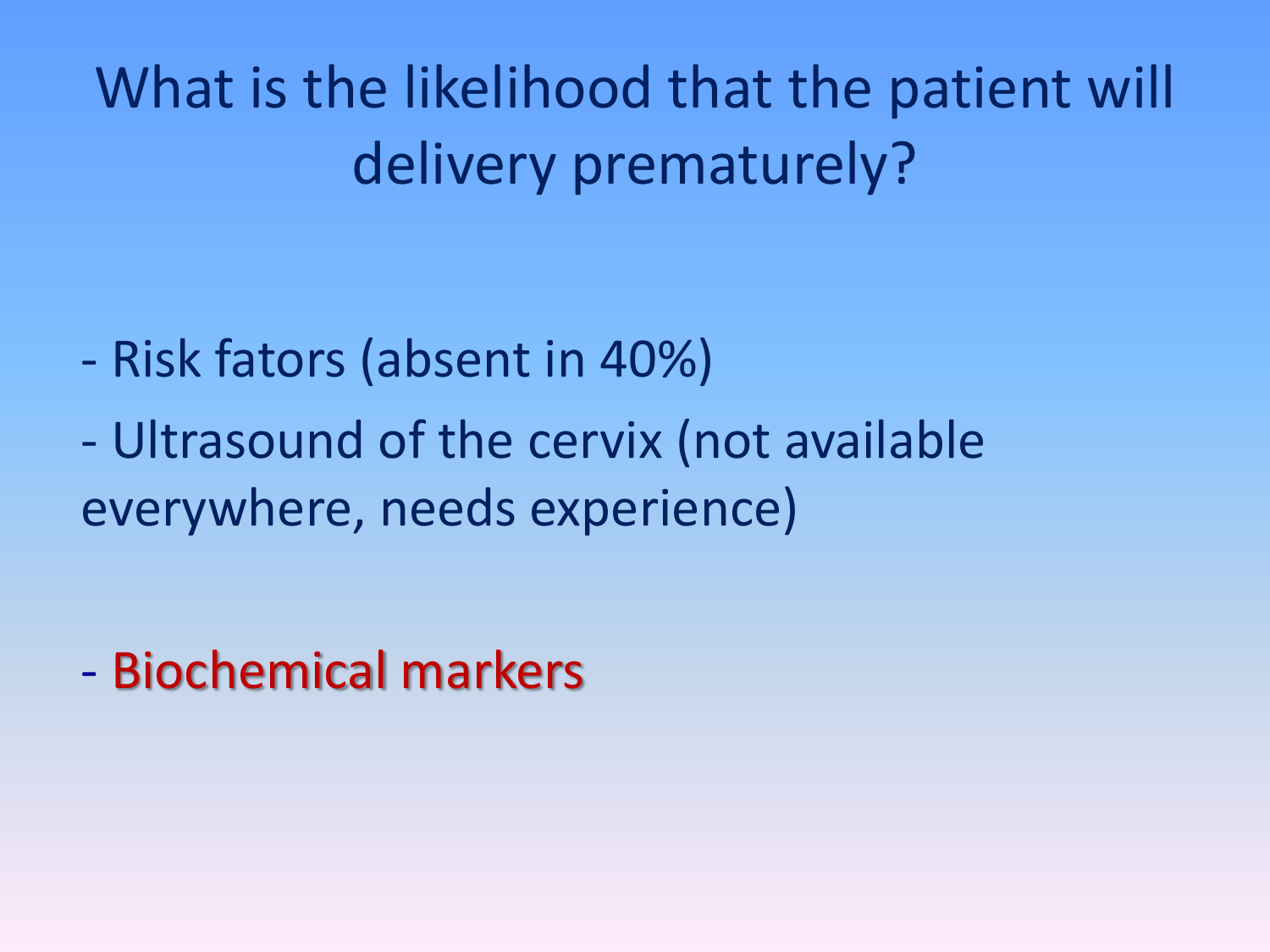# What is the likelihood that the patient will delivery prematurely?

- Risk fators (absent in 40%)
- Ultrasound of the cervix (not available everywhere, needs experience)

- Biochemical markers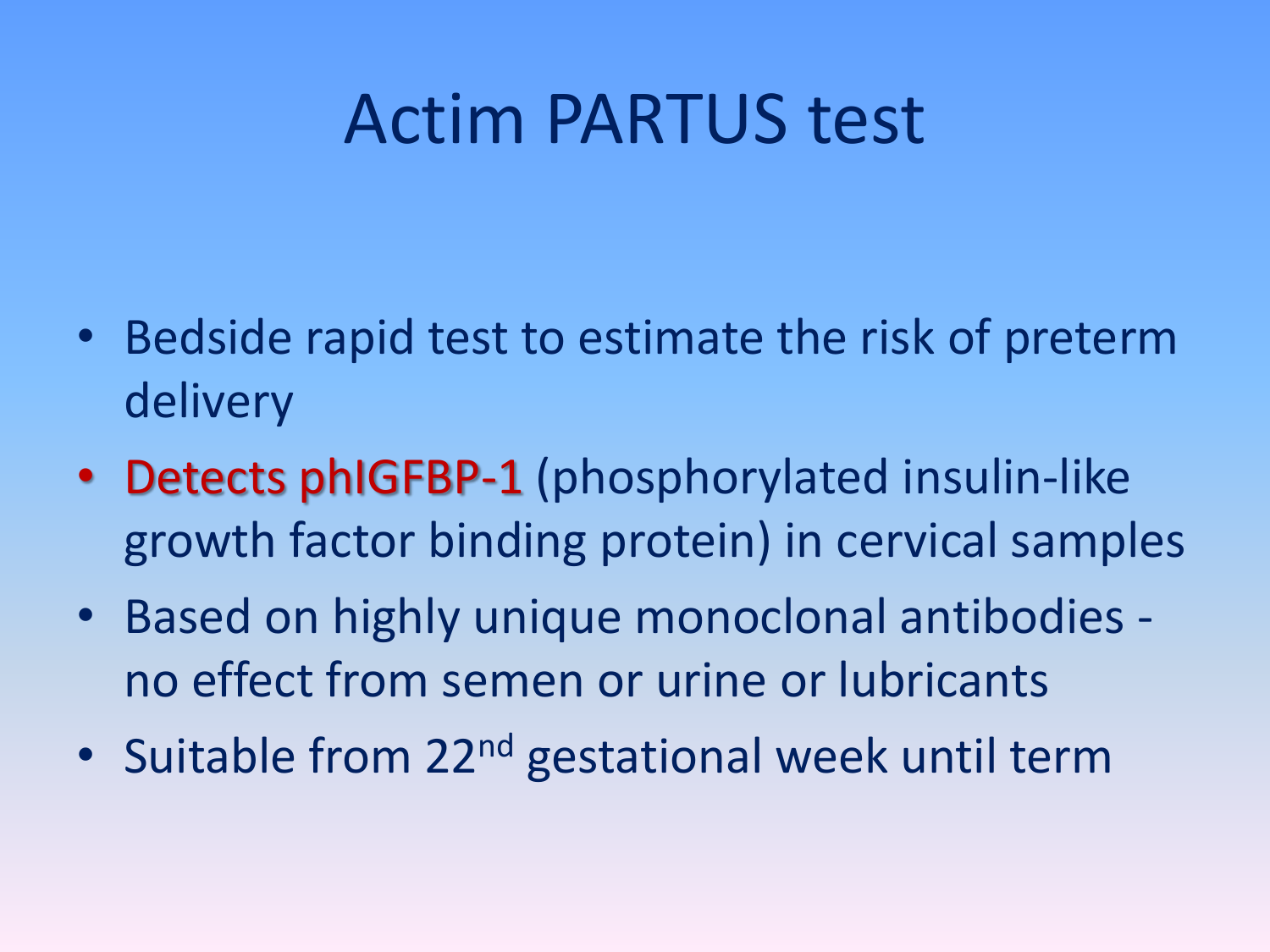# Actim PARTUS test

- Bedside rapid test to estimate the risk of preterm delivery
- Detects phIGFBP-1 (phosphorylated insulin-like growth factor binding protein) in cervical samples
- Based on highly unique monoclonal antibodies - no effect from semen or urine or lubricants
- Suitable from 22nd gestational week until term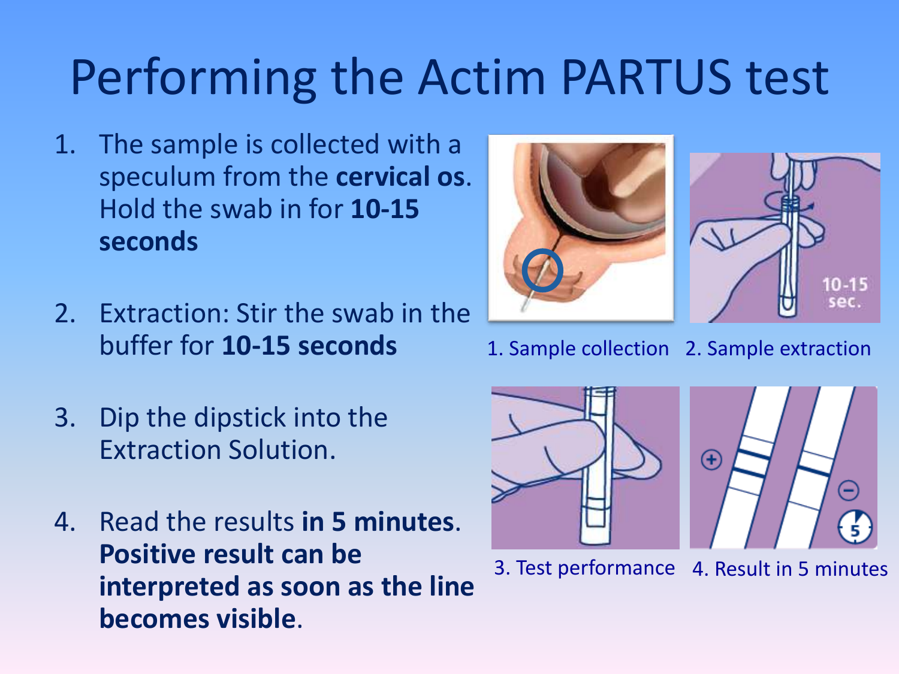# Performing the Actim PARTUS test

1. The sample is collected with a speculum from the **cervical os**. Hold the swab in for **10-15 seconds**

2. Extraction: Stir the swab in the buffer for **10-15 seconds**

3. Dip the dipstick into the Extraction Solution.

4. Read the results **in 5 minutes**. **Positive result can be interpreted as soon as the line becomes visible**.

1. Sample collection

2. Sample extraction

3. Test performance

4. Result in 5 minutes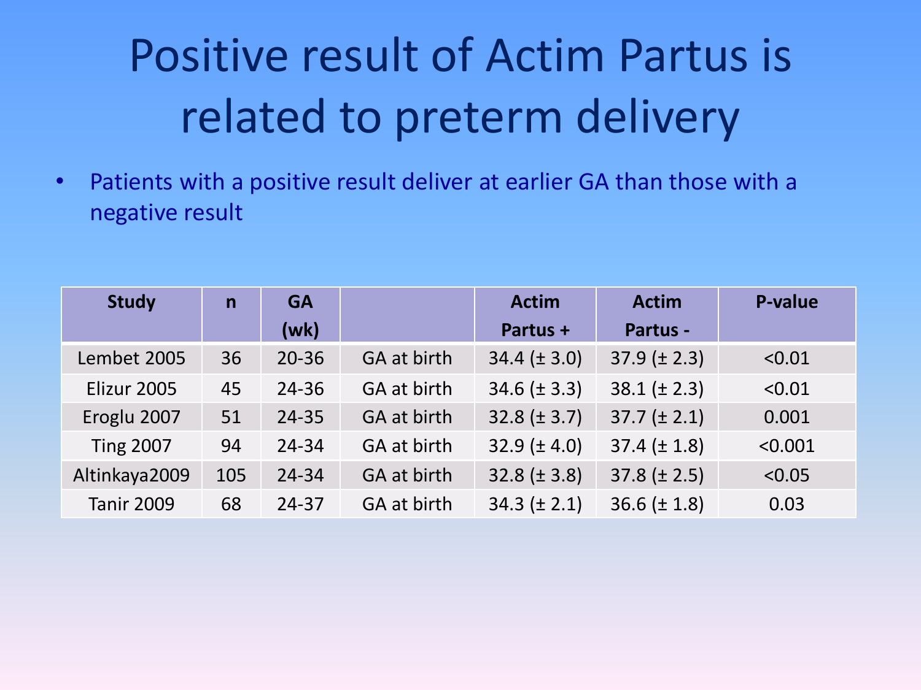# Positive result of Actim Partus is related to preterm delivery

- Patients with a positive result deliver at earlier GA than those with a negative result

| Study | n | GA (wk) | | Actim Partus + | Actim Partus - | P-value |
|---|---|---|---|---|---|---|
| Lembet 2005 | 36 | 20-36 | GA at birth | 34.4 (± 3.0) | 37.9 (± 2.3) | <0.01 |
| Elizur 2005 | 45 | 24-36 | GA at birth | 34.6 (± 3.3) | 38.1 (± 2.3) | <0.01 |
| Eroglu 2007 | 51 | 24-35 | GA at birth | 32.8 (± 3.7) | 37.7 (± 2.1) | 0.001 |
| Ting 2007 | 94 | 24-34 | GA at birth | 32.9 (± 4.0) | 37.4 (± 1.8) | <0.001 |
| Altinkaya2009 | 105 | 24-34 | GA at birth | 32.8 (± 3.8) | 37.8 (± 2.5) | <0.05 |
| Tanir 2009 | 68 | 24-37 | GA at birth | 34.3 (± 2.1) | 36.6 (± 1.8) | 0.03 |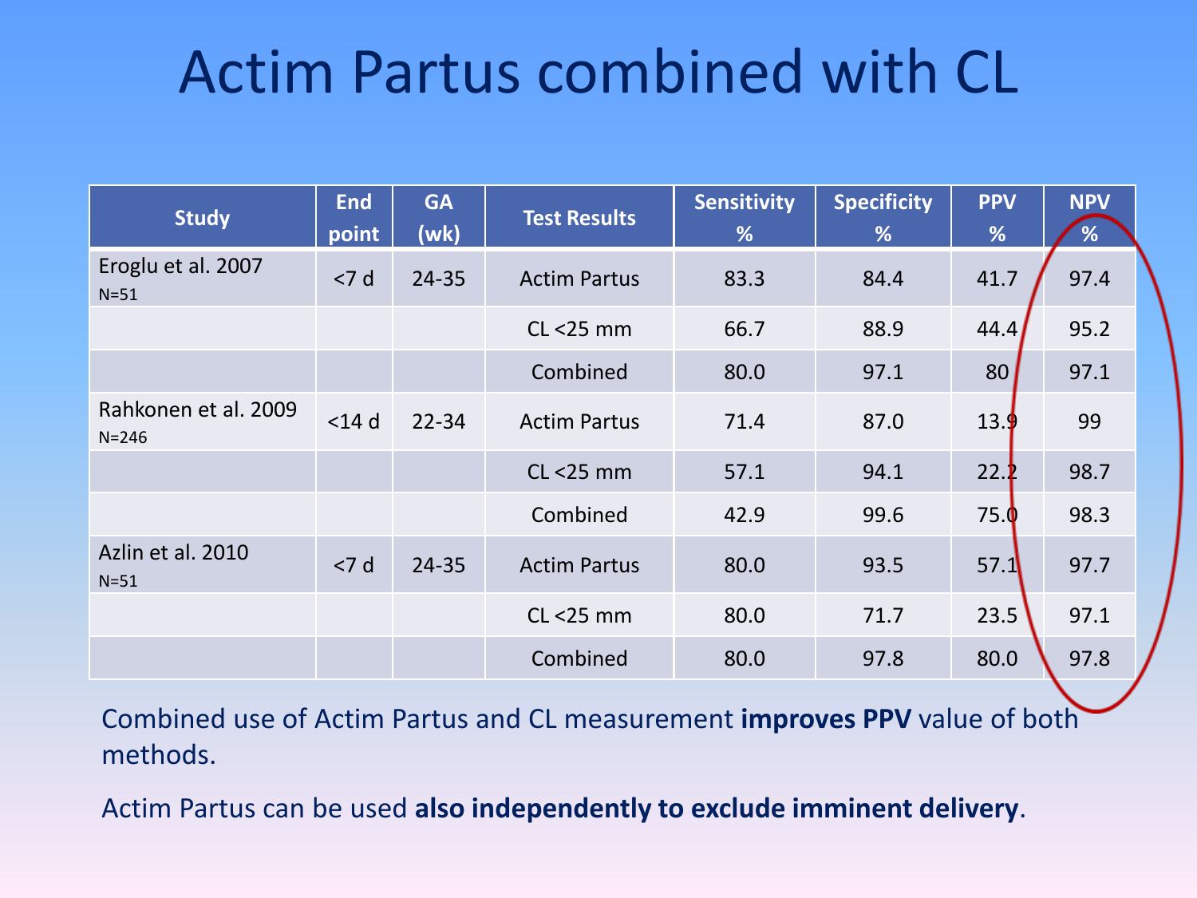# Actim Partus combined with CL

| Study | End point | GA (wk) | Test Results | Sensitivity % | Specificity % | PPV % | NPV % |
|---|---|---|---|---|---|---|---|
| Eroglu et al. 2007 N=51 | <7 d | 24-35 | Actim Partus | 83.3 | 84.4 | 41.7 | 97.4 |
| | | | CL <25 mm | 66.7 | 88.9 | 44.4 | 95.2 |
| | | | Combined | 80.0 | 97.1 | 80 | 97.1 |
| Rahkonen et al. 2009 N=246 | <14 d | 22-34 | Actim Partus | 71.4 | 87.0 | 13.9 | 99 |
| | | | CL <25 mm | 57.1 | 94.1 | 22.2 | 98.7 |
| | | | Combined | 42.9 | 99.6 | 75.0 | 98.3 |
| Azlin et al. 2010 N=51 | <7 d | 24-35 | Actim Partus | 80.0 | 93.5 | 57.1 | 97.7 |
| | | | CL <25 mm | 80.0 | 71.7 | 23.5 | 97.1 |
| | | | Combined | 80.0 | 97.8 | 80.0 | 97.8 |

Combined use of Actim Partus and CL measurement **improves PPV** value of both methods.

Actim Partus can be used **also independently to exclude imminent delivery**.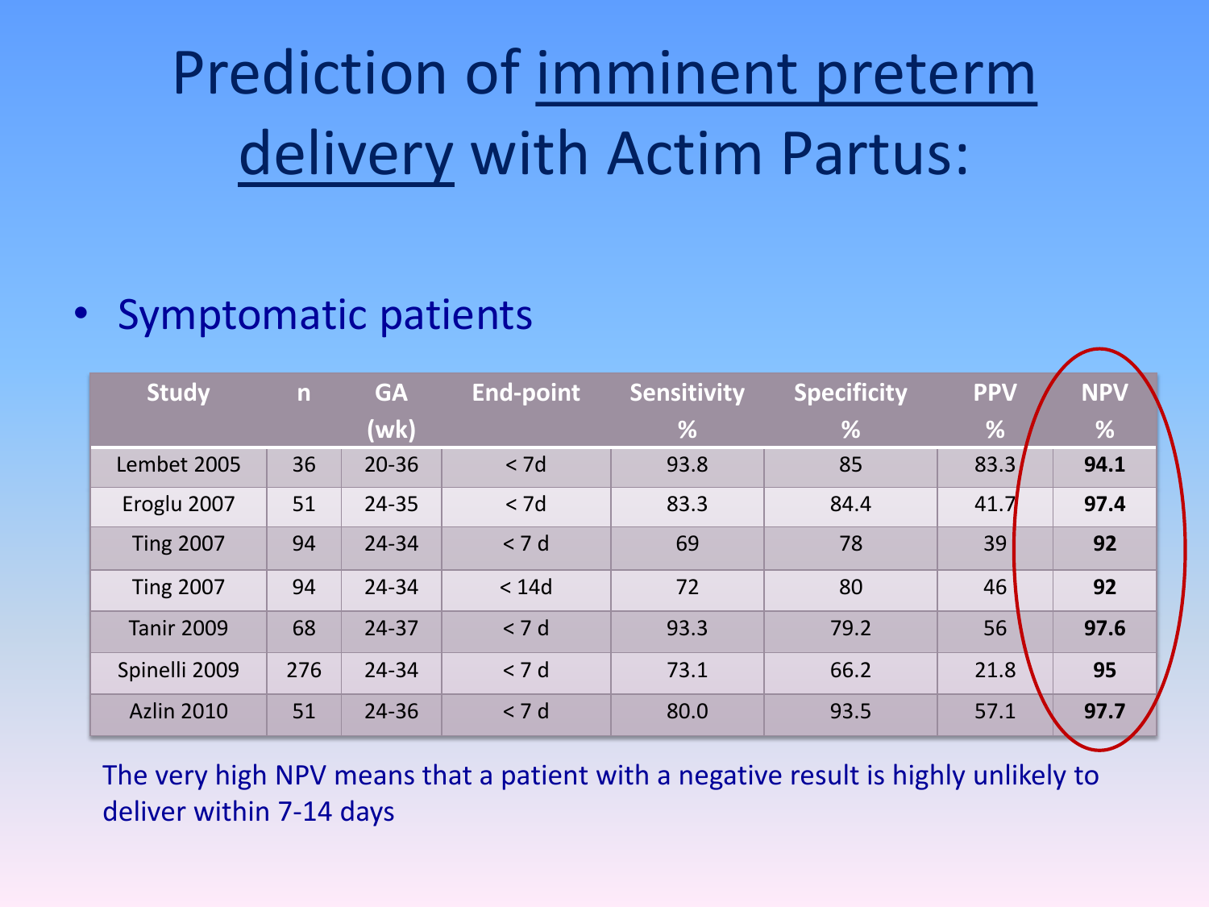# Prediction of imminent preterm delivery with Actim Partus:

- Symptomatic patients

| Study | n | GA (wk) | End-point | Sensitivity % | Specificity % | PPV % | NPV % |
|---|---|---|---|---|---|---|---|
| Lembet 2005 | 36 | 20-36 | < 7d | 93.8 | 85 | 83.3 | **94.1** |
| Eroglu 2007 | 51 | 24-35 | < 7d | 83.3 | 84.4 | 41.7 | **97.4** |
| Ting 2007 | 94 | 24-34 | < 7 d | 69 | 78 | 39 | **92** |
| Ting 2007 | 94 | 24-34 | < 14d | 72 | 80 | 46 | **92** |
| Tanir 2009 | 68 | 24-37 | < 7 d | 93.3 | 79.2 | 56 | **97.6** |
| Spinelli 2009 | 276 | 24-34 | < 7 d | 73.1 | 66.2 | 21.8 | **95** |
| Azlin 2010 | 51 | 24-36 | < 7 d | 80.0 | 93.5 | 57.1 | **97.7** |

The very high NPV means that a patient with a negative result is highly unlikely to deliver within 7-14 days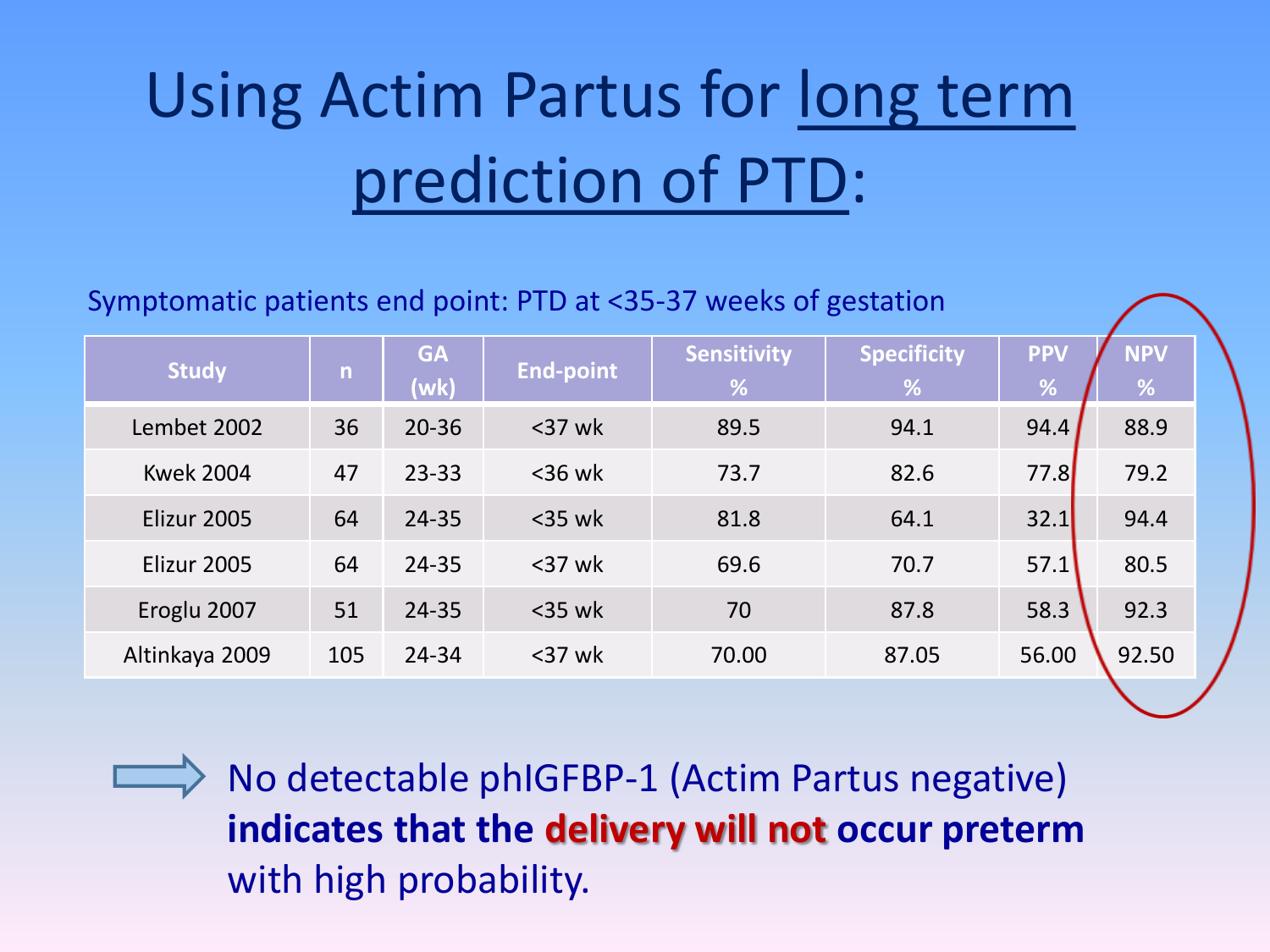# Using Actim Partus for long term prediction of PTD:

Symptomatic patients end point: PTD at <35-37 weeks of gestation

| Study | n | GA (wk) | End-point | Sensitivity % | Specificity % | PPV % | NPV % |
|---|---|---|---|---|---|---|---|
| Lembet 2002 | 36 | 20-36 | <37 wk | 89.5 | 94.1 | 94.4 | 88.9 |
| Kwek 2004 | 47 | 23-33 | <36 wk | 73.7 | 82.6 | 77.8 | 79.2 |
| Elizur 2005 | 64 | 24-35 | <35 wk | 81.8 | 64.1 | 32.1 | 94.4 |
| Elizur 2005 | 64 | 24-35 | <37 wk | 69.6 | 70.7 | 57.1 | 80.5 |
| Eroglu 2007 | 51 | 24-35 | <35 wk | 70 | 87.8 | 58.3 | 92.3 |
| Altinkaya 2009 | 105 | 24-34 | <37 wk | 70.00 | 87.05 | 56.00 | 92.50 |

⇨ No detectable phIGFBP-1 (Actim Partus negative) **indicates that the delivery will not occur preterm** with high probability.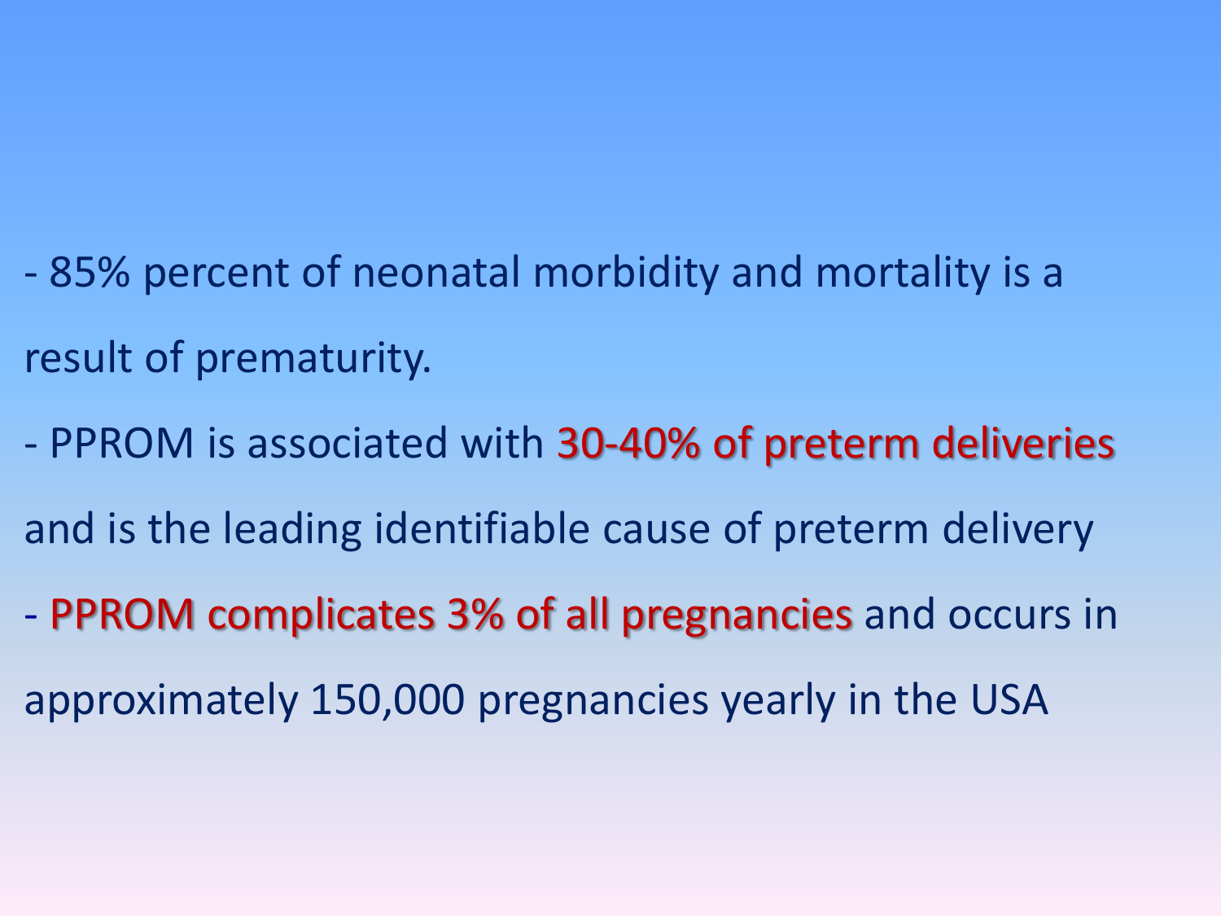- 85% percent of neonatal morbidity and mortality is a result of prematurity.
- PPROM is associated with **30-40% of preterm deliveries** and is the leading identifiable cause of preterm delivery
- **PPROM complicates 3% of all pregnancies** and occurs in approximately 150,000 pregnancies yearly in the USA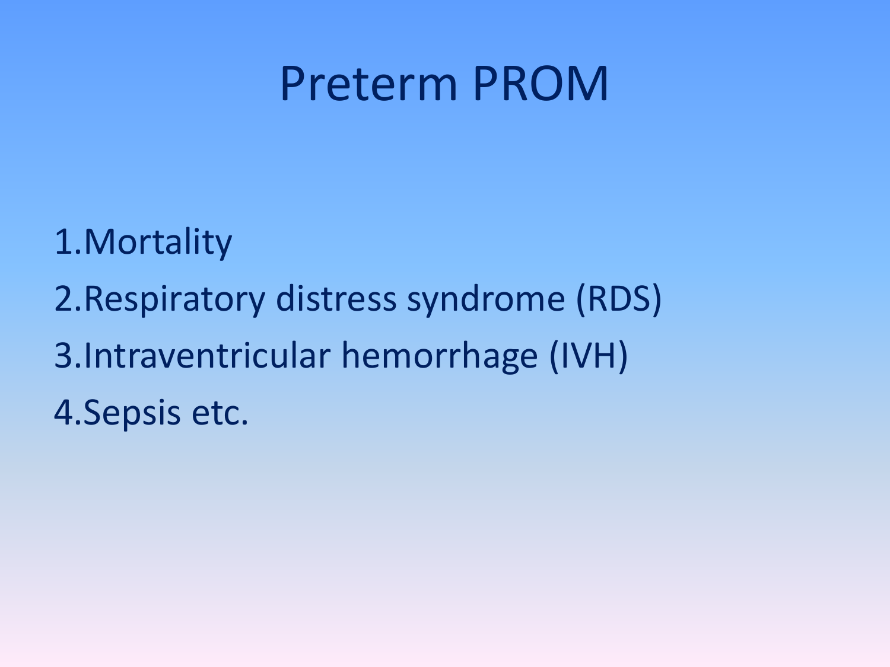# Preterm PROM

1. Mortality
2. Respiratory distress syndrome (RDS)
3. Intraventricular hemorrhage (IVH)
4. Sepsis etc.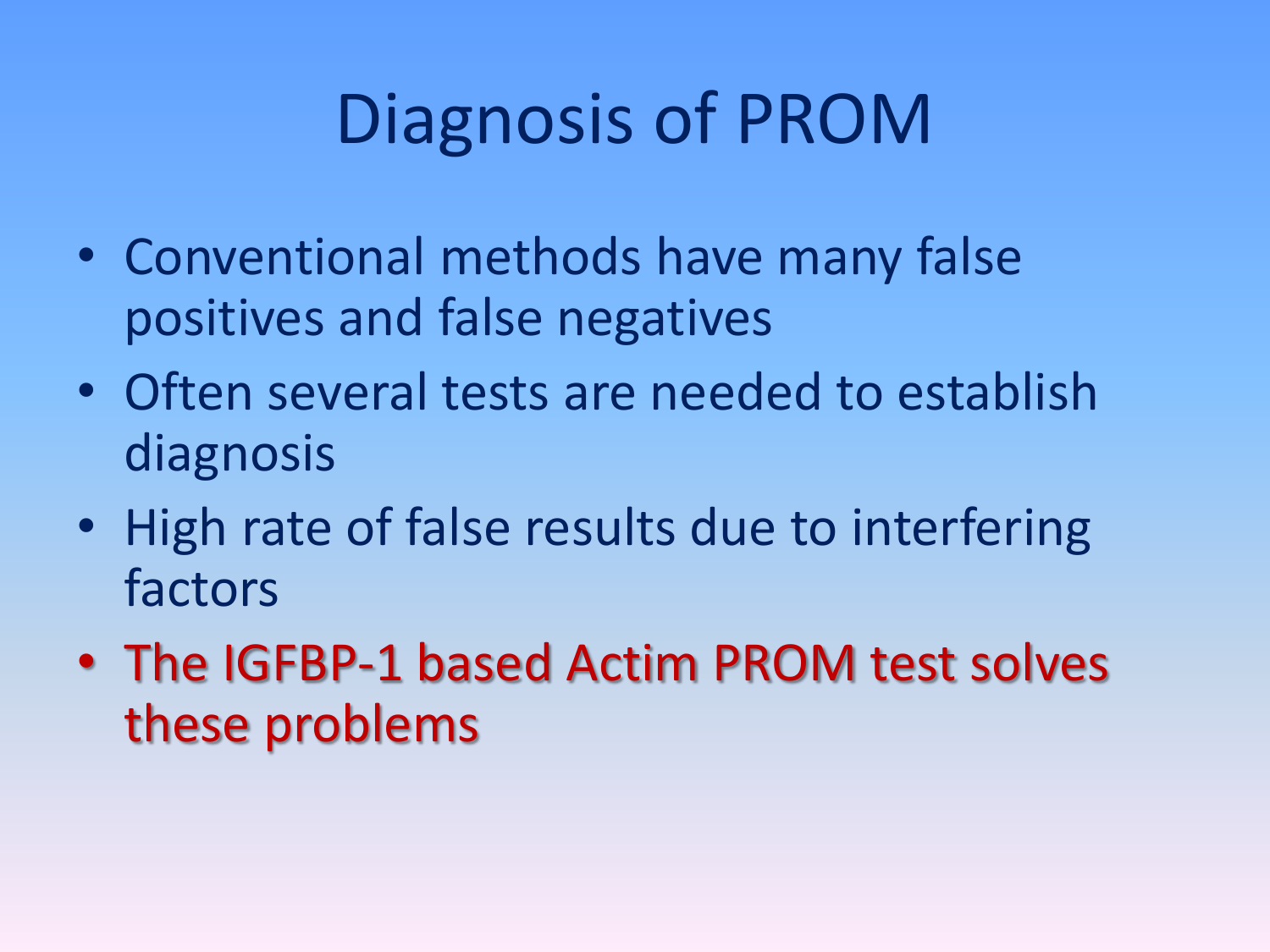# Diagnosis of PROM

- Conventional methods have many false positives and false negatives
- Often several tests are needed to establish diagnosis
- High rate of false results due to interfering factors
- The IGFBP-1 based Actim PROM test solves these problems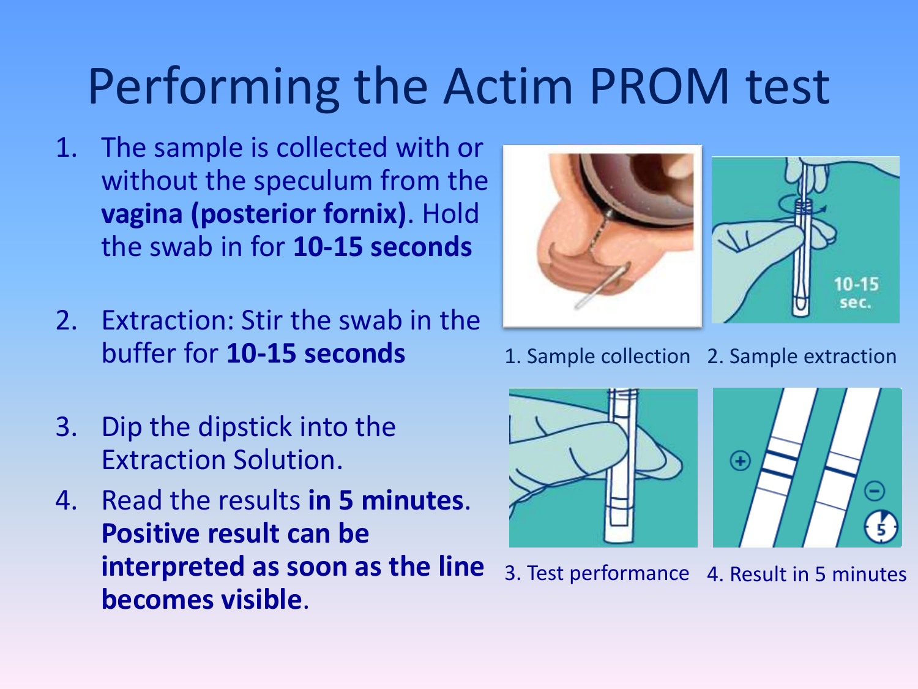# Performing the Actim PROM test

1. The sample is collected with or without the speculum from the **vagina (posterior fornix)**. Hold the swab in for **10-15 seconds**

2. Extraction: Stir the swab in the buffer for **10-15 seconds**

3. Dip the dipstick into the Extraction Solution.

4. Read the results **in 5 minutes**. **Positive result can be interpreted as soon as the line becomes visible**.

1. Sample collection

2. Sample extraction

3. Test performance

4. Result in 5 minutes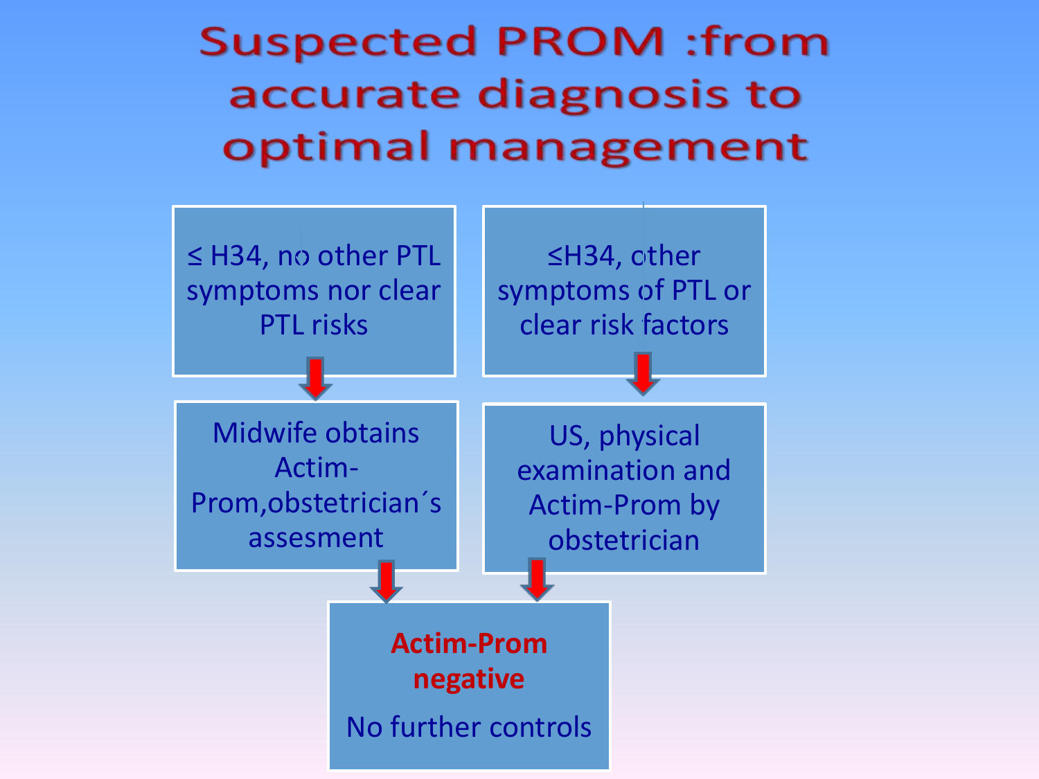# Suspected PROM :from accurate diagnosis to optimal management

≤ H34, no other PTL symptoms nor clear PTL risks

↓

Midwife obtains Actim-Prom,obstetrician´s assesment

↓

≤H34, other symptoms of PTL or clear risk factors

↓

US, physical examination and Actim-Prom by obstetrician

↓

**Actim-Prom negative**

No further controls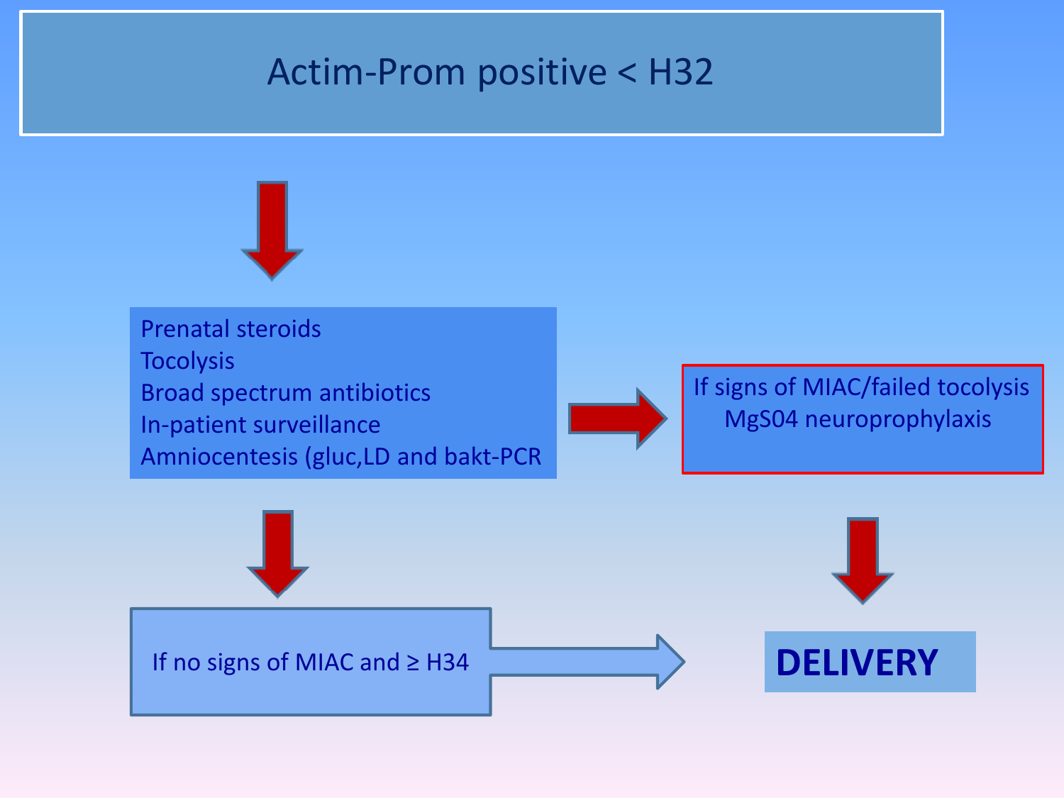# Actim-Prom positive < H32

- Prenatal steroids
- Tocolysis
- Broad spectrum antibiotics
- In-patient surveillance
- Amniocentesis (gluc,LD and bakt-PCR

If signs of MIAC/failed tocolysis
MgS04 neuroprophylaxis

If no signs of MIAC and ≥ H34

**DELIVERY**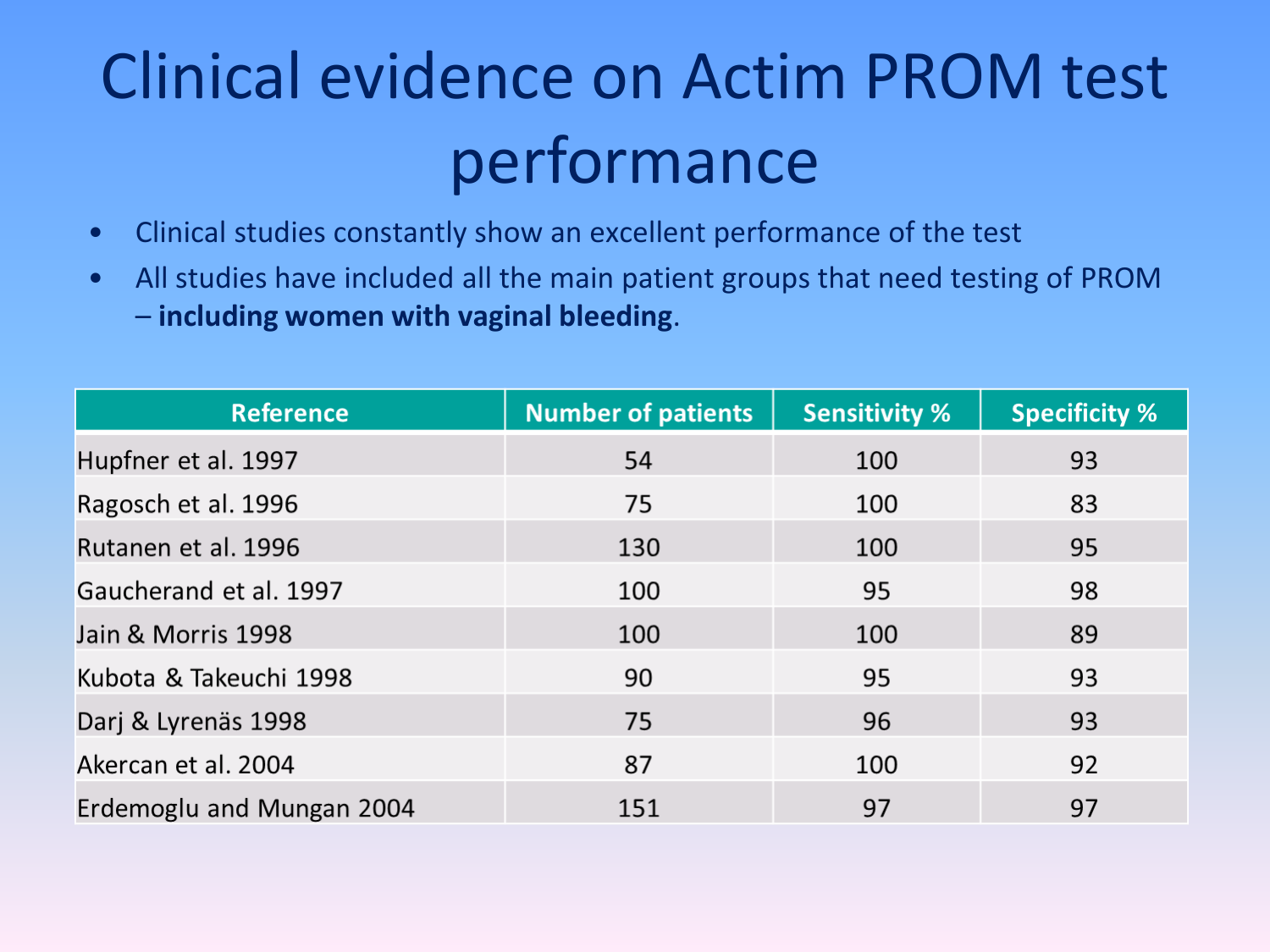# Clinical evidence on Actim PROM test performance

- Clinical studies constantly show an excellent performance of the test
- All studies have included all the main patient groups that need testing of PROM – **including women with vaginal bleeding**.

| Reference | Number of patients | Sensitivity % | Specificity % |
|---|---|---|---|
| Hupfner et al. 1997 | 54 | 100 | 93 |
| Ragosch et al. 1996 | 75 | 100 | 83 |
| Rutanen et al. 1996 | 130 | 100 | 95 |
| Gaucherand et al. 1997 | 100 | 95 | 98 |
| Jain & Morris 1998 | 100 | 100 | 89 |
| Kubota & Takeuchi 1998 | 90 | 95 | 93 |
| Darj & Lyrenäs 1998 | 75 | 96 | 93 |
| Akercan et al. 2004 | 87 | 100 | 92 |
| Erdemoglu and Mungan 2004 | 151 | 97 | 97 |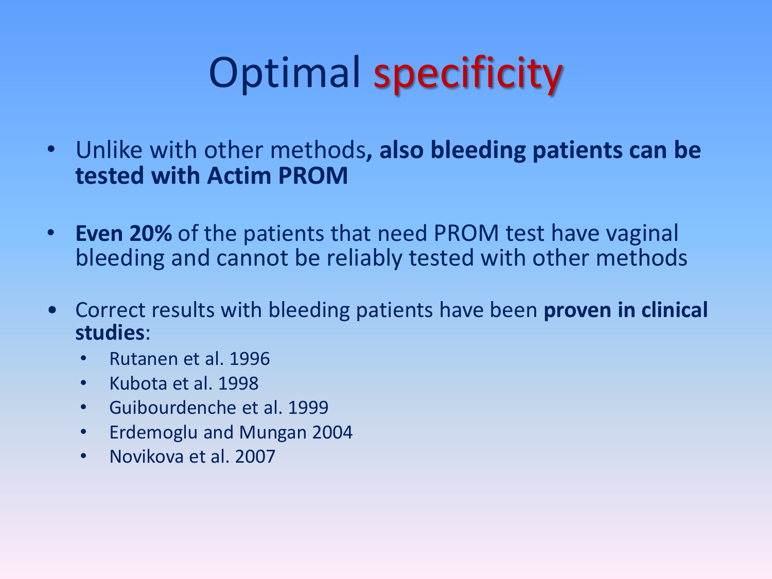# Optimal specificity

- Unlike with other methods**, also bleeding patients can be tested with Actim PROM**
- **Even 20%** of the patients that need PROM test have vaginal bleeding and cannot be reliably tested with other methods
- Correct results with bleeding patients have been **proven in clinical studies**:
  - Rutanen et al. 1996
  - Kubota et al. 1998
  - Guibourdenche et al. 1999
  - Erdemoglu and Mungan 2004
  - Novikova et al. 2007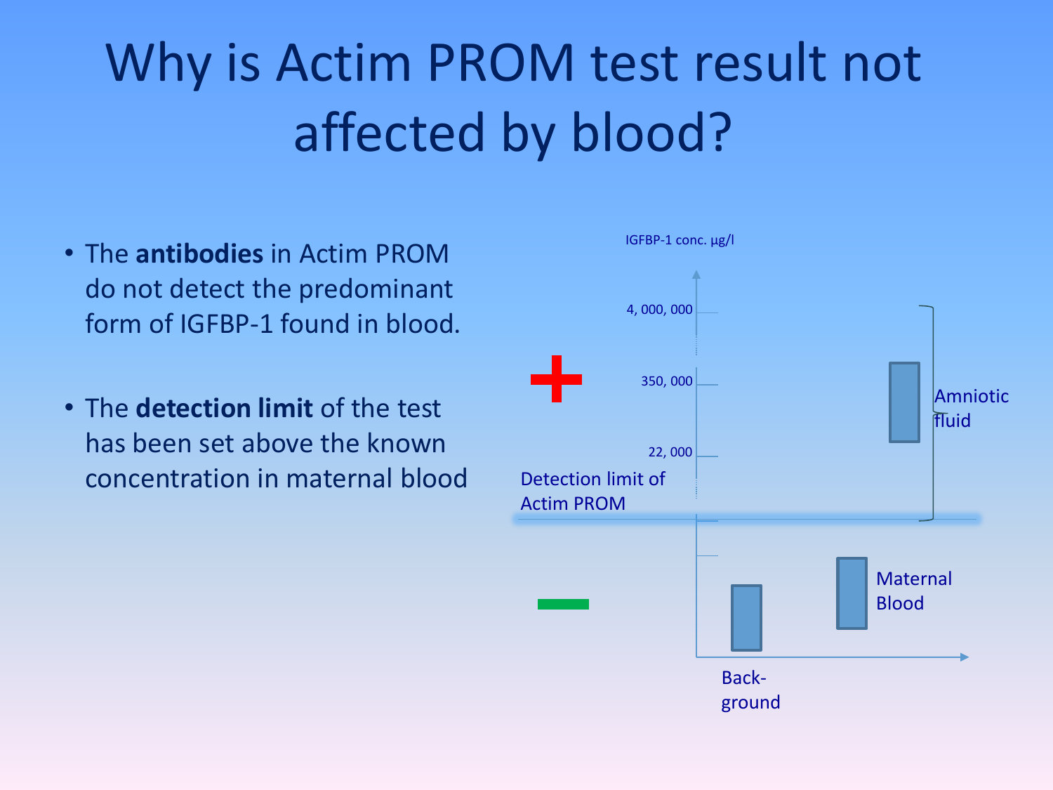# Why is Actim PROM test result not affected by blood?

- The **antibodies** in Actim PROM do not detect the predominant form of IGFBP-1 found in blood.
- The **detection limit** of the test has been set above the known concentration in maternal blood

IGFBP-1 conc. µg/l

4, 000, 000

350, 000

22, 000

Detection limit of Actim PROM

Amniotic fluid

Maternal Blood

Back-ground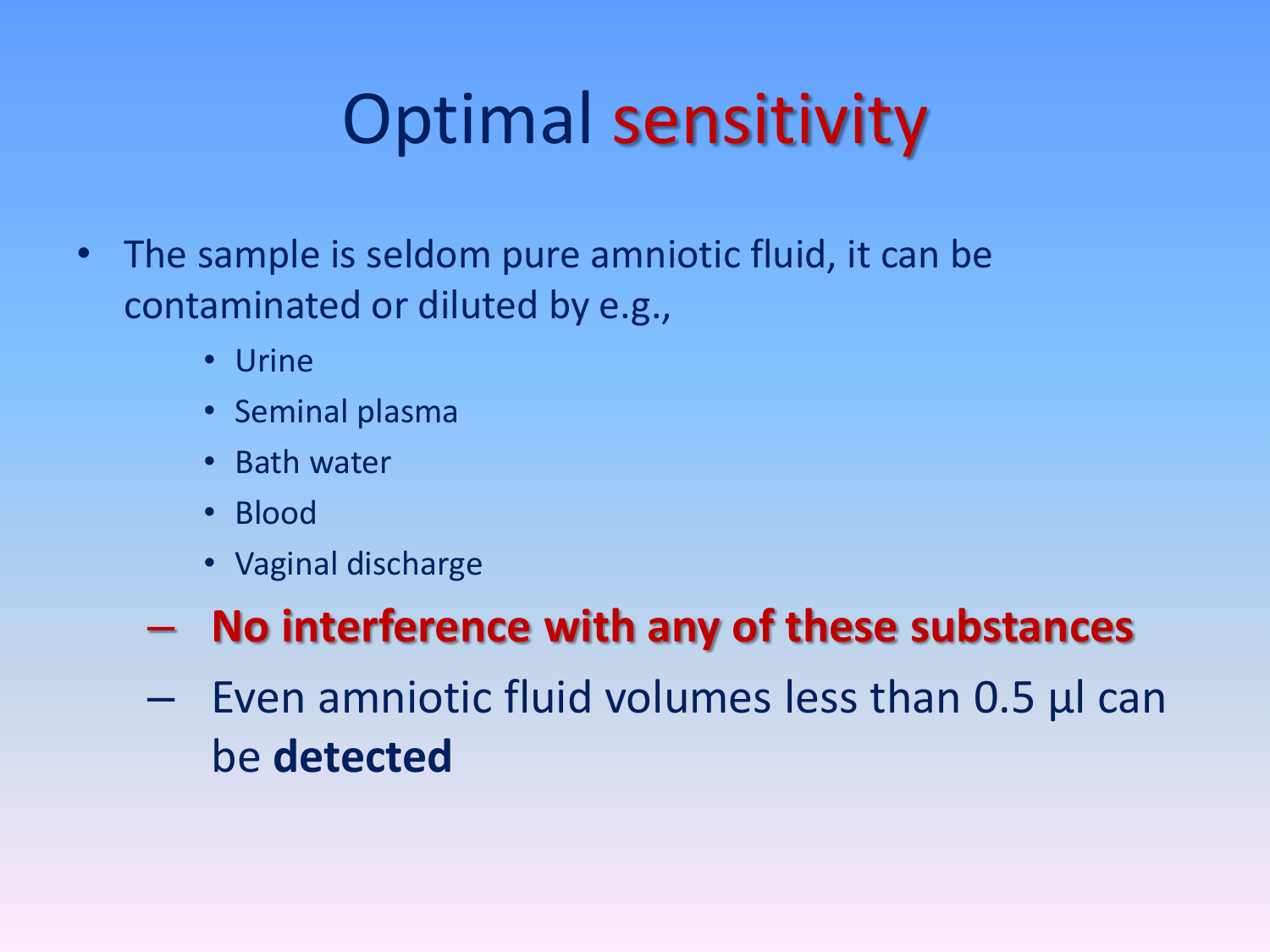# Optimal sensitivity

- The sample is seldom pure amniotic fluid, it can be contaminated or diluted by e.g.,
    - Urine
    - Seminal plasma
    - Bath water
    - Blood
    - Vaginal discharge
  - **No interference with any of these substances**
  - Even amniotic fluid volumes less than 0.5 µl can be **detected**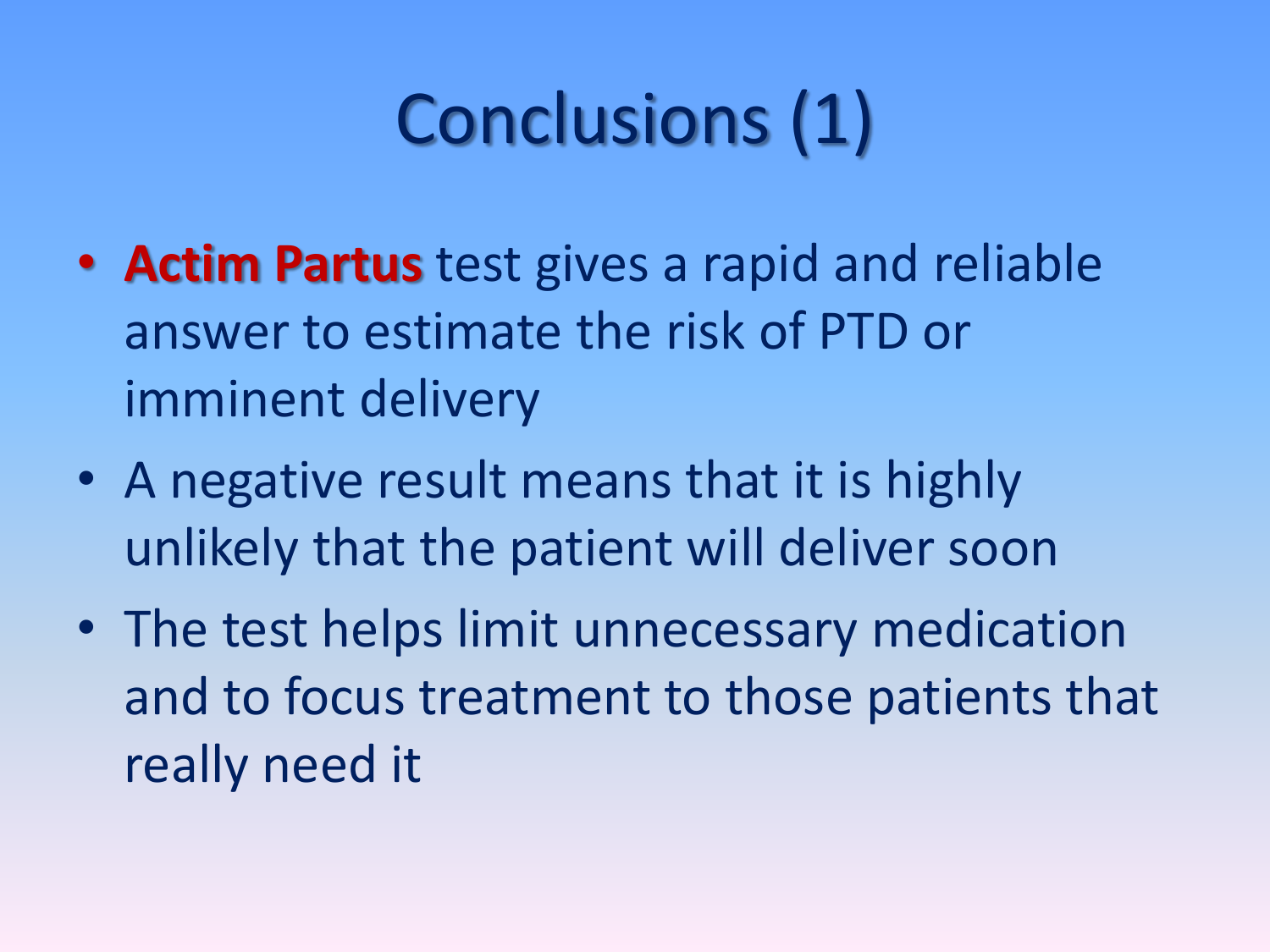# Conclusions (1)

- **Actim Partus** test gives a rapid and reliable answer to estimate the risk of PTD or imminent delivery
- A negative result means that it is highly unlikely that the patient will deliver soon
- The test helps limit unnecessary medication and to focus treatment to those patients that really need it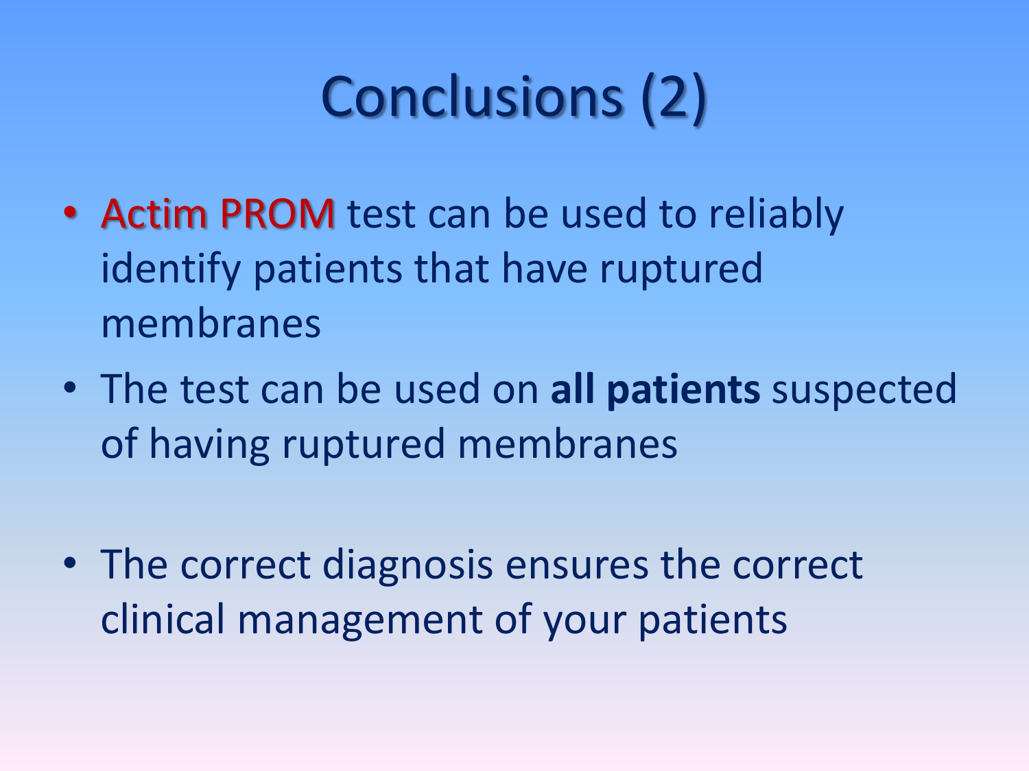# Conclusions (2)

- Actim PROM test can be used to reliably identify patients that have ruptured membranes
- The test can be used on **all patients** suspected of having ruptured membranes
- The correct diagnosis ensures the correct clinical management of your patients